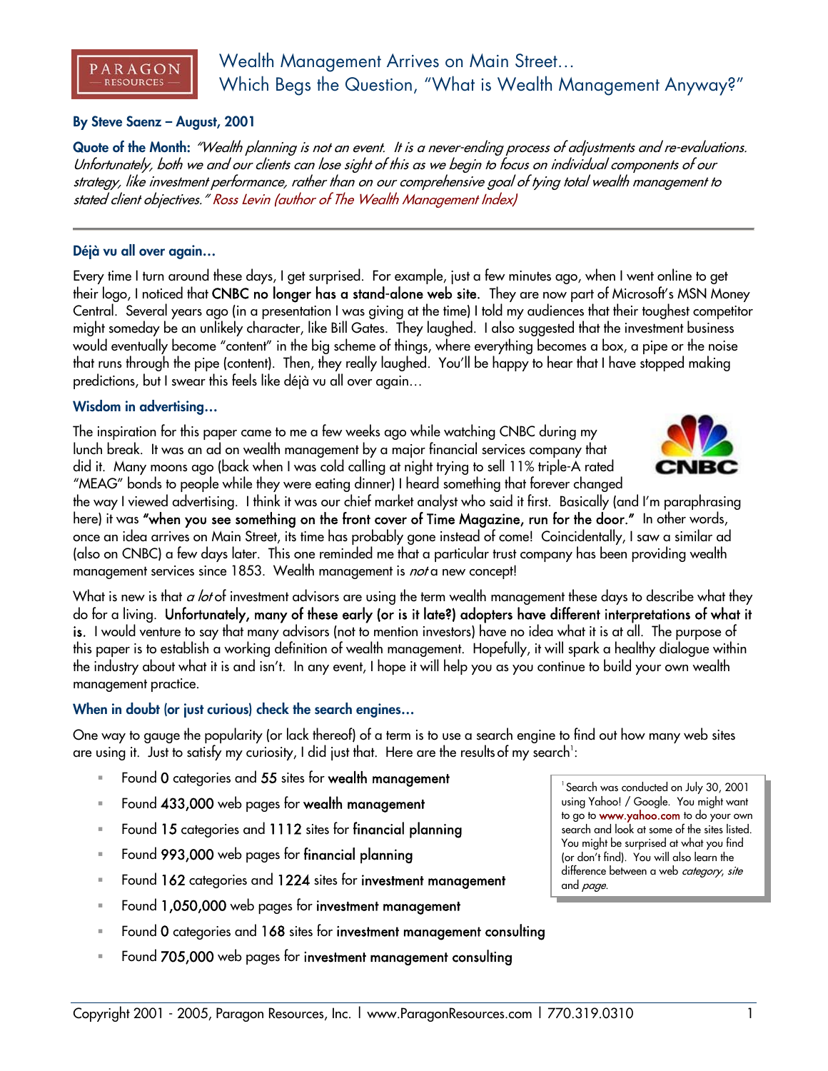# Wealth Management Arrives on Main Street… Which Begs the Question, "What is Wealth Management Anyway?"

**By Steve Saenz – August, 2001**

**Quote of the Month:** *"Wealth planning is not an event. It is a never-ending process of adjustments and re-evaluations. Unfortunately, both we and our clients can lose sight of this as we begin to focus on individual components of our strategy, like investment performance, rather than on our comprehensive goal of tying total wealth management to stated client objectives." Ross Levin (author of The Wealth Management Index)*

---

### Déjà vu all over again…

Every time I turn around these days, I get surprised. For example, just a few minutes ago, when I went online to get their logo, I noticed that **CNBC no longer has a stand-alone web site.** They are now part of Microsoft's MSN Money Central. Several years ago (in a presentation I was giving at the time) I told my audiences that their toughest competitor might someday be an unlikely character, like Bill Gates. They laughed. I also suggested that the investment business would eventually become "content" in the big scheme of things, where everything becomes a box, a pipe or the noise that runs through the pipe (content). Then, they really laughed. You'll be happy to hear that I have stopped making predictions, but I swear this feels like déjà vu all over again…

### Wisdom in advertising…

The inspiration for this paper came to me a few weeks ago while watching CNBC during my lunch break. It was an ad on wealth management by a major financial services company that did it. Many moons ago (back when I was cold calling at night trying to sell 11% triple-A rated "MEAG" bonds to people while they were eating dinner) I heard something that forever changed the way I viewed advertising. I think it was our chief market analyst who said it first. Basically (and I'm paraphrasing here) it was **"when you see something on the front cover of Time Magazine, run for the door."** In other words, once an idea arrives on Main Street, its time has probably gone instead of come! Coincidentally, I saw a similar ad (also on CNBC) a few days later. This one reminded me that a particular trust company has been providing wealth management services since 1853. Wealth management is *not* a new concept!

What is new is that *a lot* of investment advisors are using the term wealth management these days to describe what they do for a living. **Unfortunately, many of these early (or is it late?) adopters have different interpretations of what it is.** I would venture to say that many advisors (not to mention investors) have no idea what it is at all. The purpose of this paper is to establish a working definition of wealth management. Hopefully, it will spark a healthy dialogue within the industry about what it is and isn't. In any event, I hope it will help you as you continue to build your own wealth management practice.

### When in doubt (or just curious) check the search engines…

One way to gauge the popularity (or lack thereof) of a term is to use a search engine to find out how many web sites are using it. Just to satisfy my curiosity, I did just that. Here are the results of my search[1]:

- Found **0** categories and **55** sites for **wealth management**
- Found **433,000** web pages for **wealth management**
- Found **15** categories and **1112** sites for **financial planning**
- Found **993,000** web pages for **financial planning**
- Found **162** categories and **1224** sites for **investment management**
- Found **1,050,000** web pages for **investment management**
- Found **0** categories and **168** sites for **investment management consulting**
- Found **705,000** web pages for **investment management consulting**

[1] Search was conducted on July 30, 2001 using Yahoo! / Google. You might want to go to www.yahoo.com to do your own search and look at some of the sites listed. You might be surprised at what you find (or don't find). You will also learn the difference between a web *category*, *site* and *page*.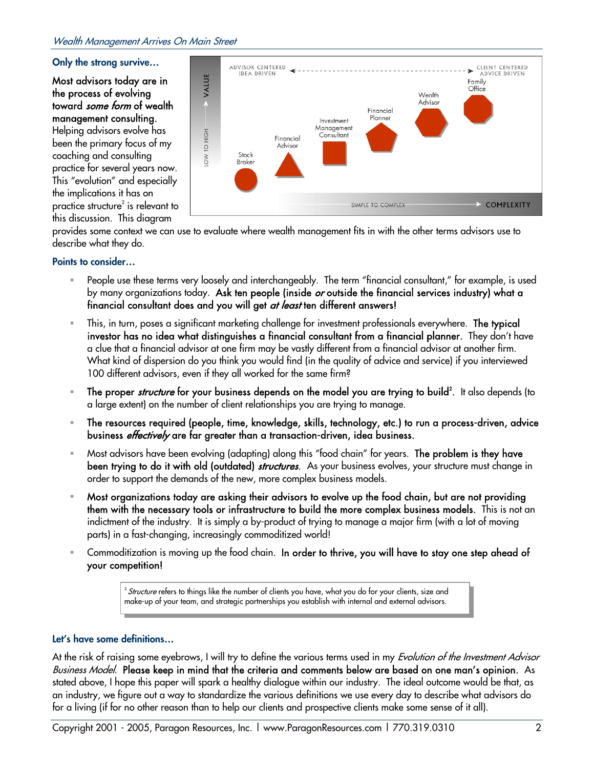### Only the strong survive…

**Most advisors today are in the process of evolving toward *some form* of wealth management consulting.** Helping advisors evolve has been the primary focus of my coaching and consulting practice for several years now. This "evolution" and especially the implications it has on practice structure[2] is relevant to this discussion. This diagram provides some context we can use to evaluate where wealth management fits in with the other terms advisors use to describe what they do.

### Points to consider…

- People use these terms very loosely and interchangeably. The term "financial consultant," for example, is used by many organizations today. **Ask ten people (inside *or* outside the financial services industry) what a financial consultant does and you will get *at least* ten different answers!**
- This, in turn, poses a significant marketing challenge for investment professionals everywhere. **The typical investor has no idea what distinguishes a financial consultant from a financial planner.** They don't have a clue that a financial advisor at one firm may be vastly different from a financial advisor at another firm. What kind of dispersion do you think you would find (in the quality of advice and service) if you interviewed 100 different advisors, even if they all worked for the same firm?
- **The proper *structure* for your business depends on the model you are trying to build[2].** It also depends (to a large extent) on the number of client relationships you are trying to manage.
- **The resources required (people, time, knowledge, skills, technology, etc.) to run a process-driven, advice business *effectively* are far greater than a transaction-driven, idea business.**
- Most advisors have been evolving (adapting) along this "food chain" for years. **The problem is they have been trying to do it with old (outdated) *structures*.** As your business evolves, your structure must change in order to support the demands of the new, more complex business models.
- **Most organizations today are asking their advisors to evolve up the food chain, but are not providing them with the necessary tools or infrastructure to build the more complex business models.** This is not an indictment of the industry. It is simply a by-product of trying to manage a major firm (with a lot of moving parts) in a fast-changing, increasingly commoditized world!
- Commoditization is moving up the food chain. **In order to thrive, you will have to stay one step ahead of your competition!**

> [2] *Structure* refers to things like the number of clients you have, what you do for your clients, size and make-up of your team, and strategic partnerships you establish with internal and external advisors.

### Let's have some definitions…

At the risk of raising some eyebrows, I will try to define the various terms used in my *Evolution of the Investment Advisor Business Model*. **Please keep in mind that the criteria and comments below are based on one man's opinion.** As stated above, I hope this paper will spark a healthy dialogue within our industry. The ideal outcome would be that, as an industry, we figure out a way to standardize the various definitions we use every day to describe what advisors do for a living (if for no other reason than to help our clients and prospective clients make some sense of it all).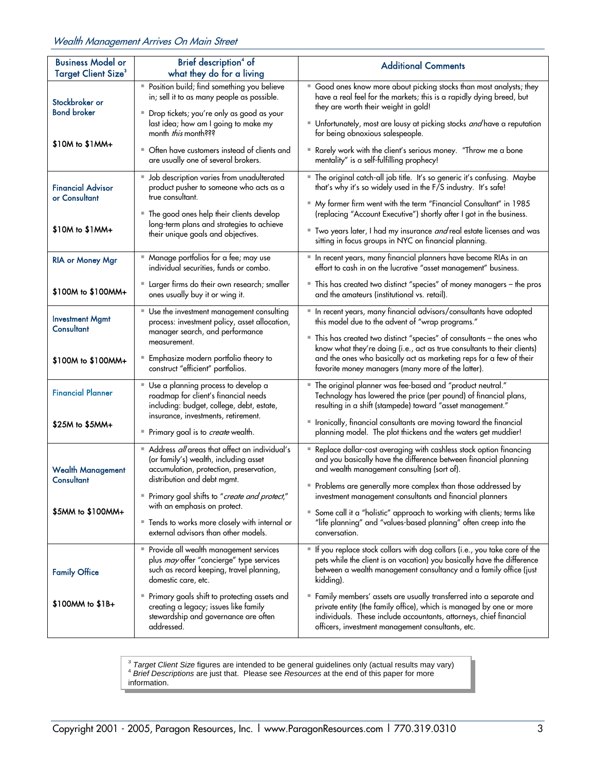| Business Model or Target Client Size[3] | Brief description[4] of what they do for a living | Additional Comments |
|---|---|---|
| Stockbroker or Bond broker<br><br>$10M to $1MM+ | ▪ Position build; find something you believe in; sell it to as many people as possible.<br>▪ Drop tickets; you're only as good as your last idea; how am I going to make my month *this* month???<br>▪ Often have customers instead of clients and are usually one of several brokers. | ▪ Good ones know more about picking stocks than most analysts; they have a real feel for the markets; this is a rapidly dying breed, but they are worth their weight in gold!<br>▪ Unfortunately, most are lousy at picking stocks *and* have a reputation for being obnoxious salespeople.<br>▪ Rarely work with the client's serious money. "Throw me a bone mentality" is a self-fulfilling prophecy! |
| Financial Advisor or Consultant<br><br>$10M to $1MM+ | ▪ Job description varies from unadulterated product pusher to someone who acts as a true consultant.<br>▪ The good ones help their clients develop long-term plans and strategies to achieve their unique goals and objectives. | ▪ The original catch-all job title. It's so generic it's confusing. Maybe that's why it's so widely used in the F/S industry. It's safe!<br>▪ My former firm went with the term "Financial Consultant" in 1985 (replacing "Account Executive") shortly after I got in the business.<br>▪ Two years later, I had my insurance *and* real estate licenses and was sitting in focus groups in NYC on financial planning. |
| RIA or Money Mgr<br><br>$100M to $100MM+ | ▪ Manage portfolios for a fee; may use individual securities, funds or combo.<br>▪ Larger firms do their own research; smaller ones usually buy it or wing it. | ▪ In recent years, many financial planners have become RIAs in an effort to cash in on the lucrative "asset management" business.<br>▪ This has created two distinct "species" of money managers – the pros and the amateurs (institutional vs. retail). |
| Investment Mgmt Consultant<br><br>$100M to $100MM+ | ▪ Use the investment management consulting process: investment policy, asset allocation, manager search, and performance measurement.<br>▪ Emphasize modern portfolio theory to construct "efficient" portfolios. | ▪ In recent years, many financial advisors/consultants have adopted this model due to the advent of "wrap programs."<br>▪ This has created two distinct "species" of consultants – the ones who know what they're doing (i.e., act as true consultants to their clients) and the ones who basically act as marketing reps for a few of their favorite money managers (many more of the latter). |
| Financial Planner<br><br>$25M to $5MM+ | ▪ Use a planning process to develop a roadmap for client's financial needs including: budget, college, debt, estate, insurance, investments, retirement.<br>▪ Primary goal is to *create* wealth. | ▪ The original planner was fee-based and "product neutral." Technology has lowered the price (per pound) of financial plans, resulting in a shift (stampede) toward "asset management."<br>▪ Ironically, financial consultants are moving toward the financial planning model. The plot thickens and the waters get muddier! |
| Wealth Management Consultant<br><br>$5MM to $100MM+ | ▪ Address *all* areas that affect an individual's (or family's) wealth, including asset accumulation, protection, preservation, distribution and debt mgmt.<br>▪ Primary goal shifts to "*create and protect*," with an emphasis on protect.<br>▪ Tends to works more closely with internal or external advisors than other models. | ▪ Replace dollar-cost averaging with cashless stock option financing and you basically have the difference between financial planning and wealth management consulting (sort of).<br>▪ Problems are generally more complex than those addressed by investment management consultants and financial planners<br>▪ Some call it a "holistic" approach to working with clients; terms like "life planning" and "values-based planning" often creep into the conversation. |
| Family Office<br><br>$100MM to $1B+ | ▪ Provide all wealth management services plus *may* offer "concierge" type services such as record keeping, travel planning, domestic care, etc.<br>▪ Primary goals shift to protecting assets and creating a legacy; issues like family stewardship and governance are often addressed. | ▪ If you replace stock collars with dog collars (i.e., you take care of the pets while the client is on vacation) you basically have the difference between a wealth management consultancy and a family office (just kidding).<br>▪ Family members' assets are usually transferred into a separate and private entity (the family office), which is managed by one or more individuals. These include accountants, attorneys, chief financial officers, investment management consultants, etc. |

[3] *Target Client Size* figures are intended to be general guidelines only (actual results may vary)
[4] *Brief Descriptions* are just that. Please see *Resources* at the end of this paper for more information.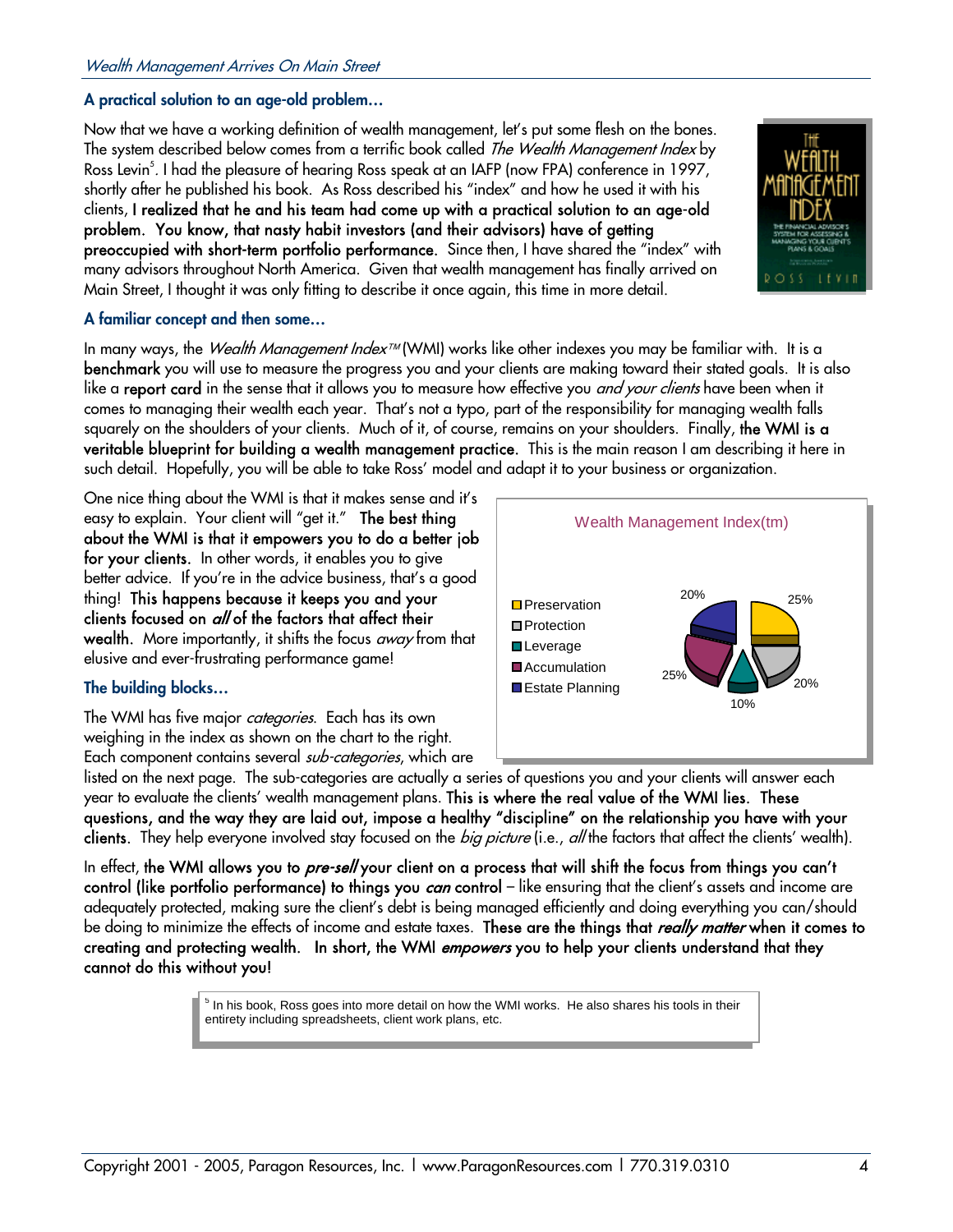## A practical solution to an age-old problem…

Now that we have a working definition of wealth management, let's put some flesh on the bones. The system described below comes from a terrific book called *The Wealth Management Index* by Ross Levin[5]. I had the pleasure of hearing Ross speak at an IAFP (now FPA) conference in 1997, shortly after he published his book. As Ross described his "index" and how he used it with his clients, **I realized that he and his team had come up with a practical solution to an age-old problem. You know, that nasty habit investors (and their advisors) have of getting preoccupied with short-term portfolio performance.** Since then, I have shared the "index" with many advisors throughout North America. Given that wealth management has finally arrived on Main Street, I thought it was only fitting to describe it once again, this time in more detail.

## A familiar concept and then some…

In many ways, the *Wealth Management Index™* (WMI) works like other indexes you may be familiar with. It is a **benchmark** you will use to measure the progress you and your clients are making toward their stated goals. It is also like a **report card** in the sense that it allows you to measure how effective you *and your clients* have been when it comes to managing their wealth each year. That's not a typo, part of the responsibility for managing wealth falls squarely on the shoulders of your clients. Much of it, of course, remains on your shoulders. Finally, **the WMI is a veritable blueprint for building a wealth management practice.** This is the main reason I am describing it here in such detail. Hopefully, you will be able to take Ross' model and adapt it to your business or organization.

One nice thing about the WMI is that it makes sense and it's easy to explain. Your client will "get it." **The best thing about the WMI is that it empowers you to do a better job for your clients.** In other words, it enables you to give better advice. If you're in the advice business, that's a good thing! **This happens because it keeps you and your clients focused on *all* of the factors that affect their wealth.** More importantly, it shifts the focus *away* from that elusive and ever-frustrating performance game!

Wealth Management Index(tm)

| Category | Weight |
|---|---|
| Preservation | 25% |
| Protection | 20% |
| Leverage | 10% |
| Accumulation | 25% |
| Estate Planning | 20% |

## The building blocks…

The WMI has five major *categories*. Each has its own weighing in the index as shown on the chart to the right. Each component contains several *sub-categories*, which are listed on the next page. The sub-categories are actually a series of questions you and your clients will answer each year to evaluate the clients' wealth management plans. **This is where the real value of the WMI lies. These questions, and the way they are laid out, impose a healthy "discipline" on the relationship you have with your clients.** They help everyone involved stay focused on the *big picture* (i.e., *all* the factors that affect the clients' wealth).

In effect, **the WMI allows you to *pre-sell* your client on a process that will shift the focus from things you can't control (like portfolio performance) to things you *can* control** – like ensuring that the client's assets and income are adequately protected, making sure the client's debt is being managed efficiently and doing everything you can/should be doing to minimize the effects of income and estate taxes. **These are the things that *really matter* when it comes to creating and protecting wealth. In short, the WMI *empowers* you to help your clients understand that they cannot do this without you!**

[5] In his book, Ross goes into more detail on how the WMI works. He also shares his tools in their entirety including spreadsheets, client work plans, etc.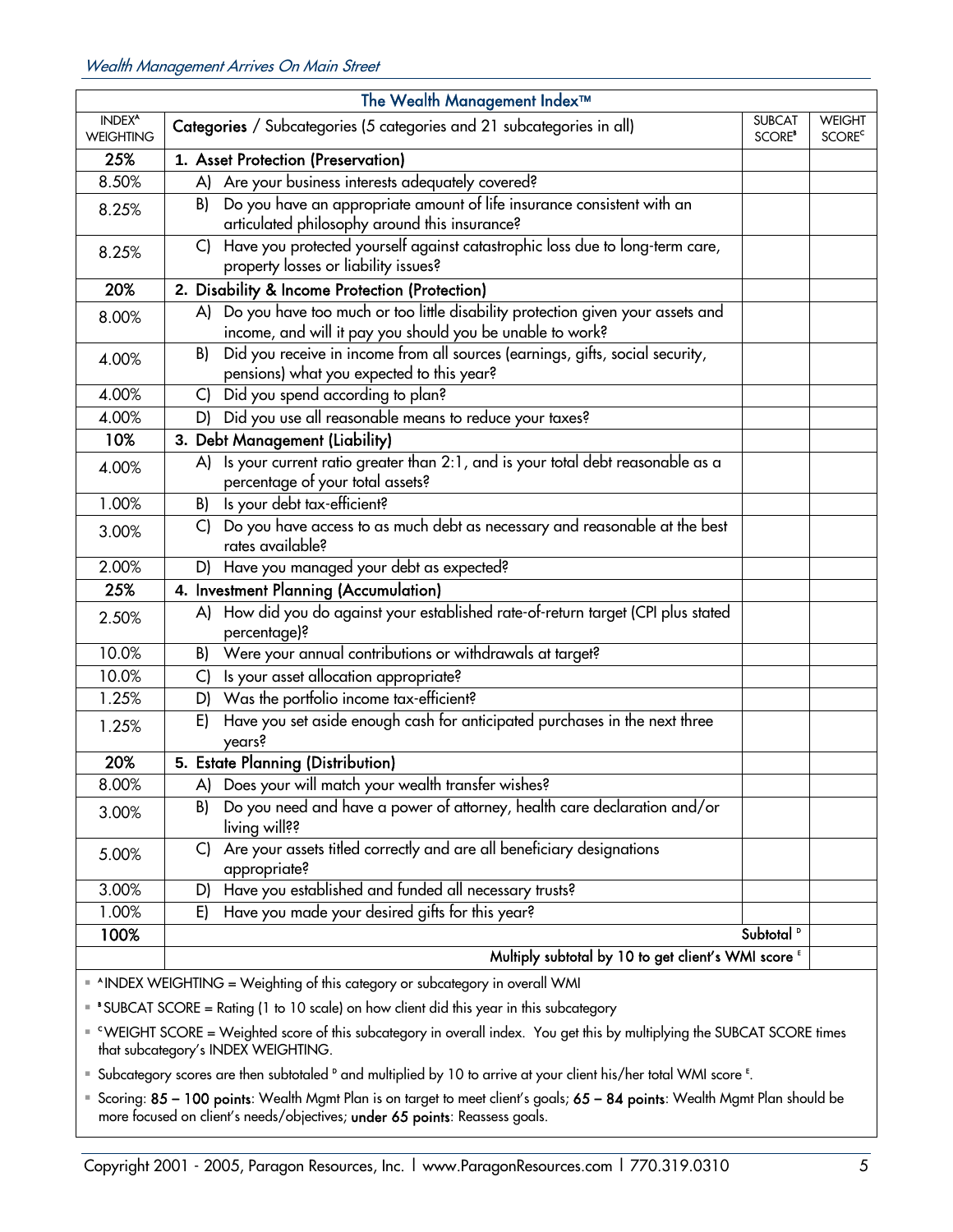| The Wealth Management Index™ | | | |
|---|---|---|---|
| INDEX[A] WEIGHTING | **Categories** / Subcategories (5 categories and 21 subcategories in all) | SUBCAT SCORE[B] | WEIGHT SCORE[C] |
| **25%** | **1. Asset Protection (Preservation)** | | |
| 8.50% | A) Are your business interests adequately covered? | | |
| 8.25% | B) Do you have an appropriate amount of life insurance consistent with an articulated philosophy around this insurance? | | |
| 8.25% | C) Have you protected yourself against catastrophic loss due to long-term care, property losses or liability issues? | | |
| **20%** | **2. Disability & Income Protection (Protection)** | | |
| 8.00% | A) Do you have too much or too little disability protection given your assets and income, and will it pay you should you be unable to work? | | |
| 4.00% | B) Did you receive in income from all sources (earnings, gifts, social security, pensions) what you expected to this year? | | |
| 4.00% | C) Did you spend according to plan? | | |
| 4.00% | D) Did you use all reasonable means to reduce your taxes? | | |
| **10%** | **3. Debt Management (Liability)** | | |
| 4.00% | A) Is your current ratio greater than 2:1, and is your total debt reasonable as a percentage of your total assets? | | |
| 1.00% | B) Is your debt tax-efficient? | | |
| 3.00% | C) Do you have access to as much debt as necessary and reasonable at the best rates available? | | |
| 2.00% | D) Have you managed your debt as expected? | | |
| **25%** | **4. Investment Planning (Accumulation)** | | |
| 2.50% | A) How did you do against your established rate-of-return target (CPI plus stated percentage)? | | |
| 10.0% | B) Were your annual contributions or withdrawals at target? | | |
| 10.0% | C) Is your asset allocation appropriate? | | |
| 1.25% | D) Was the portfolio income tax-efficient? | | |
| 1.25% | E) Have you set aside enough cash for anticipated purchases in the next three years? | | |
| **20%** | **5. Estate Planning (Distribution)** | | |
| 8.00% | A) Does your will match your wealth transfer wishes? | | |
| 3.00% | B) Do you need and have a power of attorney, health care declaration and/or living will?? | | |
| 5.00% | C) Are your assets titled correctly and are all beneficiary designations appropriate? | | |
| 3.00% | D) Have you established and funded all necessary trusts? | | |
| 1.00% | E) Have you made your desired gifts for this year? | | |
| **100%** | | Subtotal [D] | |
| | **Multiply subtotal by 10 to get client's WMI score [E]** | | |

- [A]INDEX WEIGHTING = Weighting of this category or subcategory in overall WMI
- [B]SUBCAT SCORE = Rating (1 to 10 scale) on how client did this year in this subcategory
- [C]WEIGHT SCORE = Weighted score of this subcategory in overall index. You get this by multiplying the SUBCAT SCORE times that subcategory's INDEX WEIGHTING.
- Subcategory scores are then subtotaled [D] and multiplied by 10 to arrive at your client his/her total WMI score [E].
- Scoring: **85 – 100 points**: Wealth Mgmt Plan is on target to meet client's goals; **65 – 84 points**: Wealth Mgmt Plan should be more focused on client's needs/objectives; **under 65 points**: Reassess goals.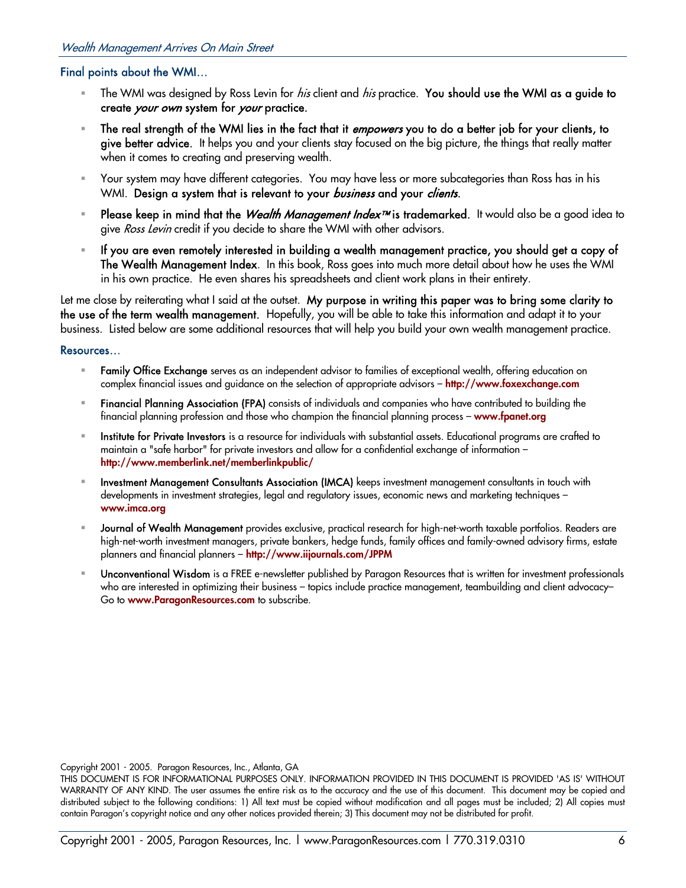### Final points about the WMI…

- The WMI was designed by Ross Levin for *his* client and *his* practice. **You should use the WMI as a guide to create *your own* system for *your* practice.**
- **The real strength of the WMI lies in the fact that it *empowers* you to do a better job for your clients, to give better advice.** It helps you and your clients stay focused on the big picture, the things that really matter when it comes to creating and preserving wealth.
- Your system may have different categories. You may have less or more subcategories than Ross has in his WMI. **Design a system that is relevant to your *business* and your *clients*.**
- **Please keep in mind that the *Wealth Management Index™* is trademarked.** It would also be a good idea to give *Ross Levin* credit if you decide to share the WMI with other advisors.
- **If you are even remotely interested in building a wealth management practice, you should get a copy of The Wealth Management Index**. In this book, Ross goes into much more detail about how he uses the WMI in his own practice. He even shares his spreadsheets and client work plans in their entirety.

Let me close by reiterating what I said at the outset. **My purpose in writing this paper was to bring some clarity to the use of the term wealth management.** Hopefully, you will be able to take this information and adapt it to your business. Listed below are some additional resources that will help you build your own wealth management practice.

### Resources…

- **Family Office Exchange** serves as an independent advisor to families of exceptional wealth, offering education on complex financial issues and guidance on the selection of appropriate advisors – **http://www.foxexchange.com**
- **Financial Planning Association (FPA)** consists of individuals and companies who have contributed to building the financial planning profession and those who champion the financial planning process – **www.fpanet.org**
- **Institute for Private Investors** is a resource for individuals with substantial assets. Educational programs are crafted to maintain a "safe harbor" for private investors and allow for a confidential exchange of information – **http://www.memberlink.net/memberlinkpublic/**
- **Investment Management Consultants Association (IMCA)** keeps investment management consultants in touch with developments in investment strategies, legal and regulatory issues, economic news and marketing techniques – **www.imca.org**
- **Journal of Wealth Management** provides exclusive, practical research for high-net-worth taxable portfolios. Readers are high-net-worth investment managers, private bankers, hedge funds, family offices and family-owned advisory firms, estate planners and financial planners – **http://www.iijournals.com/JPPM**
- **Unconventional Wisdom** is a FREE e-newsletter published by Paragon Resources that is written for investment professionals who are interested in optimizing their business – topics include practice management, teambuilding and client advocacy– Go to **www.ParagonResources.com** to subscribe.

Copyright 2001 - 2005. Paragon Resources, Inc., Atlanta, GA

THIS DOCUMENT IS FOR INFORMATIONAL PURPOSES ONLY. INFORMATION PROVIDED IN THIS DOCUMENT IS PROVIDED 'AS IS' WITHOUT WARRANTY OF ANY KIND. The user assumes the entire risk as to the accuracy and the use of this document. This document may be copied and distributed subject to the following conditions: 1) All text must be copied without modification and all pages must be included; 2) All copies must contain Paragon's copyright notice and any other notices provided therein; 3) This document may not be distributed for profit.